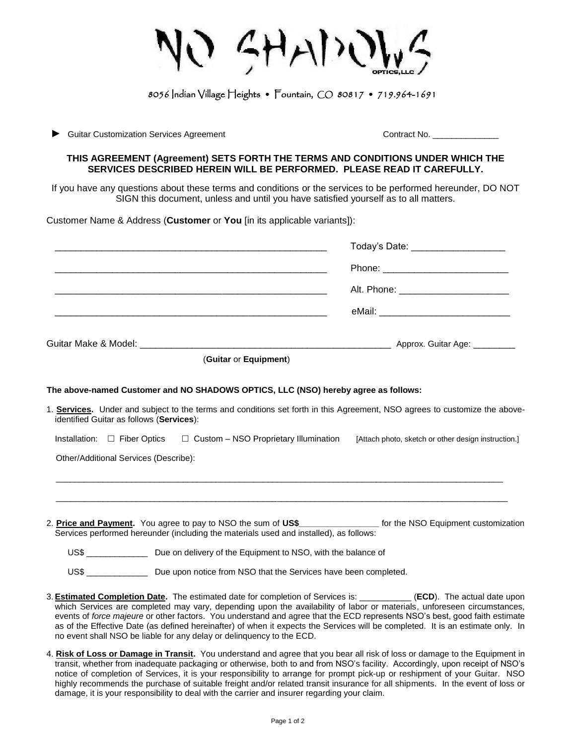# NO SHADOWS OPTICS, LLC

8056 Indian Village Heights • Fountain, CO 80817 • 719.964-1691

► Guitar Customization Services Agreement Contract No. ______________

**THIS AGREEMENT (Agreement) SETS FORTH THE TERMS AND CONDITIONS UNDER WHICH THE SERVICES DESCRIBED HEREIN WILL BE PERFORMED. PLEASE READ IT CAREFULLY.**

If you have any questions about these terms and conditions or the services to be performed hereunder, DO NOT SIGN this document, unless and until you have satisfied yourself as to all matters.

Customer Name & Address (**Customer** or **You** [in its applicable variants]):

_____________________________________________________ Today's Date: __________________

_____________________________________________________ Phone: ________________________

_____________________________________________________ Alt. Phone: _____________________

_____________________________________________________ eMail: _________________________

Guitar Make & Model: _________________________________________________ Approx. Guitar Age: ________

(**Guitar** or **Equipment**)

**The above-named Customer and NO SHADOWS OPTICS, LLC (NSO) hereby agree as follows:**

1. **Services.** Under and subject to the terms and conditions set forth in this Agreement, NSO agrees to customize the above-identified Guitar as follows (**Services**):

   Installation: ☐ Fiber Optics ☐ Custom – NSO Proprietary Illumination [Attach photo, sketch or other design instruction.]

   Other/Additional Services (Describe):

   _____________________________________________________________________________________________

   _____________________________________________________________________________________________

2. **Price and Payment.** You agree to pay to NSO the sum of **US$**________________ for the NSO Equipment customization Services performed hereunder (including the materials used and installed), as follows:

   US$ _____________ Due on delivery of the Equipment to NSO, with the balance of

   US$ _____________ Due upon notice from NSO that the Services have been completed.

3. **Estimated Completion Date.** The estimated date for completion of Services is: ___________ (**ECD**). The actual date upon which Services are completed may vary, depending upon the availability of labor or materials, unforeseen circumstances, events of *force majeure* or other factors. You understand and agree that the ECD represents NSO's best, good faith estimate as of the Effective Date (as defined hereinafter) of when it expects the Services will be completed. It is an estimate only. In no event shall NSO be liable for any delay or delinquency to the ECD.

4. **Risk of Loss or Damage in Transit.** You understand and agree that you bear all risk of loss or damage to the Equipment in transit, whether from inadequate packaging or otherwise, both to and from NSO's facility. Accordingly, upon receipt of NSO's notice of completion of Services, it is your responsibility to arrange for prompt pick-up or reshipment of your Guitar. NSO highly recommends the purchase of suitable freight and/or related transit insurance for all shipments. In the event of loss or damage, it is your responsibility to deal with the carrier and insurer regarding your claim.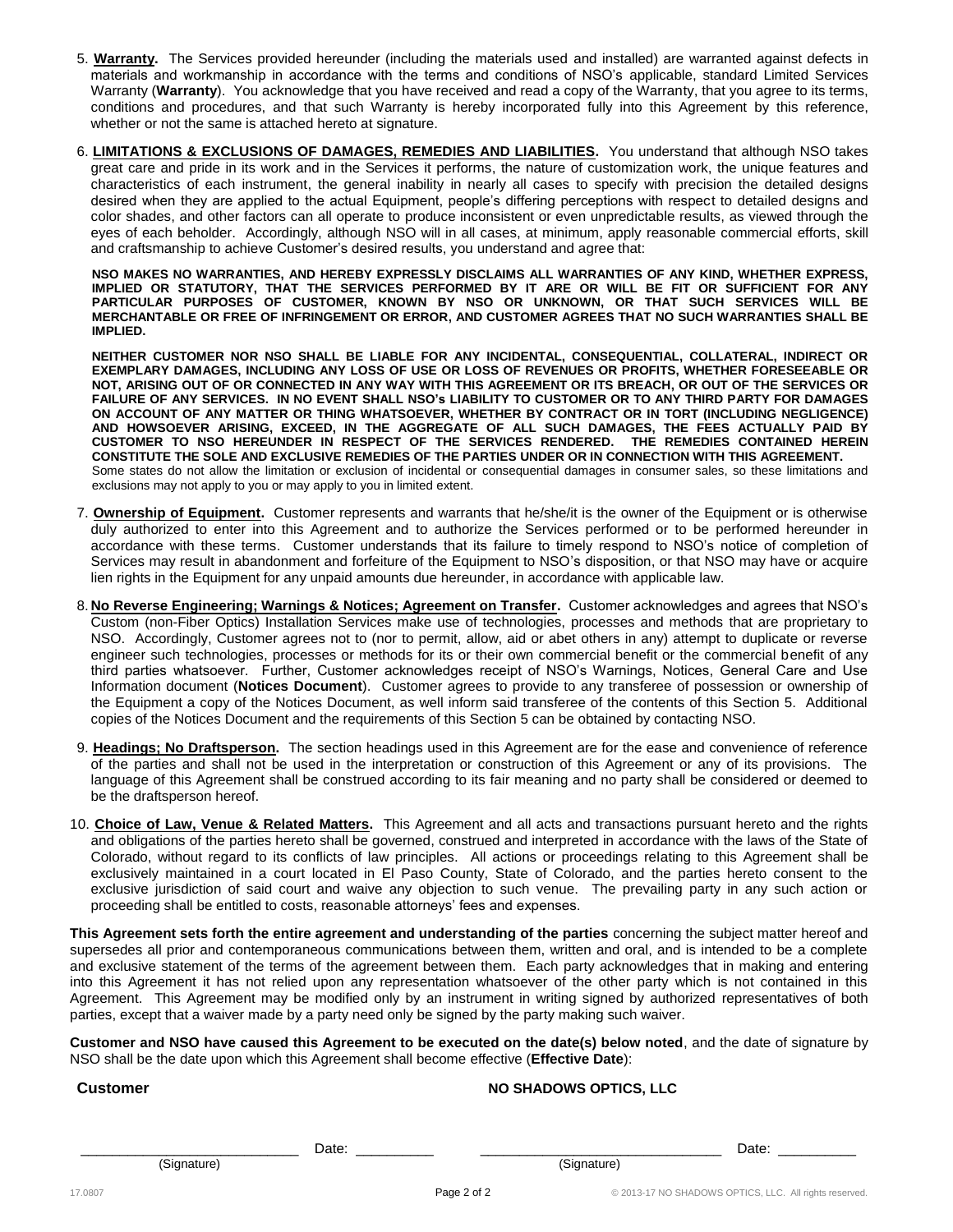5. **Warranty.** The Services provided hereunder (including the materials used and installed) are warranted against defects in materials and workmanship in accordance with the terms and conditions of NSO's applicable, standard Limited Services Warranty (**Warranty**). You acknowledge that you have received and read a copy of the Warranty, that you agree to its terms, conditions and procedures, and that such Warranty is hereby incorporated fully into this Agreement by this reference, whether or not the same is attached hereto at signature.

6. **LIMITATIONS & EXCLUSIONS OF DAMAGES, REMEDIES AND LIABILITIES.** You understand that although NSO takes great care and pride in its work and in the Services it performs, the nature of customization work, the unique features and characteristics of each instrument, the general inability in nearly all cases to specify with precision the detailed designs desired when they are applied to the actual Equipment, people's differing perceptions with respect to detailed designs and color shades, and other factors can all operate to produce inconsistent or even unpredictable results, as viewed through the eyes of each beholder. Accordingly, although NSO will in all cases, at minimum, apply reasonable commercial efforts, skill and craftsmanship to achieve Customer's desired results, you understand and agree that:

   **NSO MAKES NO WARRANTIES, AND HEREBY EXPRESSLY DISCLAIMS ALL WARRANTIES OF ANY KIND, WHETHER EXPRESS, IMPLIED OR STATUTORY, THAT THE SERVICES PERFORMED BY IT ARE OR WILL BE FIT OR SUFFICIENT FOR ANY PARTICULAR PURPOSES OF CUSTOMER, KNOWN BY NSO OR UNKNOWN, OR THAT SUCH SERVICES WILL BE MERCHANTABLE OR FREE OF INFRINGEMENT OR ERROR, AND CUSTOMER AGREES THAT NO SUCH WARRANTIES SHALL BE IMPLIED.**

   **NEITHER CUSTOMER NOR NSO SHALL BE LIABLE FOR ANY INCIDENTAL, CONSEQUENTIAL, COLLATERAL, INDIRECT OR EXEMPLARY DAMAGES, INCLUDING ANY LOSS OF USE OR LOSS OF REVENUES OR PROFITS, WHETHER FORESEEABLE OR NOT, ARISING OUT OF OR CONNECTED IN ANY WAY WITH THIS AGREEMENT OR ITS BREACH, OR OUT OF THE SERVICES OR FAILURE OF ANY SERVICES. IN NO EVENT SHALL NSO's LIABILITY TO CUSTOMER OR TO ANY THIRD PARTY FOR DAMAGES ON ACCOUNT OF ANY MATTER OR THING WHATSOEVER, WHETHER BY CONTRACT OR IN TORT (INCLUDING NEGLIGENCE) AND HOWSOEVER ARISING, EXCEED, IN THE AGGREGATE OF ALL SUCH DAMAGES, THE FEES ACTUALLY PAID BY CUSTOMER TO NSO HEREUNDER IN RESPECT OF THE SERVICES RENDERED. THE REMEDIES CONTAINED HEREIN CONSTITUTE THE SOLE AND EXCLUSIVE REMEDIES OF THE PARTIES UNDER OR IN CONNECTION WITH THIS AGREEMENT.**
   Some states do not allow the limitation or exclusion of incidental or consequential damages in consumer sales, so these limitations and exclusions may not apply to you or may apply to you in limited extent.

7. **Ownership of Equipment.** Customer represents and warrants that he/she/it is the owner of the Equipment or is otherwise duly authorized to enter into this Agreement and to authorize the Services performed or to be performed hereunder in accordance with these terms. Customer understands that its failure to timely respond to NSO's notice of completion of Services may result in abandonment and forfeiture of the Equipment to NSO's disposition, or that NSO may have or acquire lien rights in the Equipment for any unpaid amounts due hereunder, in accordance with applicable law.

8. **No Reverse Engineering; Warnings & Notices; Agreement on Transfer.** Customer acknowledges and agrees that NSO's Custom (non-Fiber Optics) Installation Services make use of technologies, processes and methods that are proprietary to NSO. Accordingly, Customer agrees not to (nor to permit, allow, aid or abet others in any) attempt to duplicate or reverse engineer such technologies, processes or methods for its or their own commercial benefit or the commercial benefit of any third parties whatsoever. Further, Customer acknowledges receipt of NSO's Warnings, Notices, General Care and Use Information document (**Notices Document**). Customer agrees to provide to any transferee of possession or ownership of the Equipment a copy of the Notices Document, as well inform said transferee of the contents of this Section 5. Additional copies of the Notices Document and the requirements of this Section 5 can be obtained by contacting NSO.

9. **Headings; No Draftsperson.** The section headings used in this Agreement are for the ease and convenience of reference of the parties and shall not be used in the interpretation or construction of this Agreement or any of its provisions. The language of this Agreement shall be construed according to its fair meaning and no party shall be considered or deemed to be the draftsperson hereof.

10. **Choice of Law, Venue & Related Matters.** This Agreement and all acts and transactions pursuant hereto and the rights and obligations of the parties hereto shall be governed, construed and interpreted in accordance with the laws of the State of Colorado, without regard to its conflicts of law principles. All actions or proceedings relating to this Agreement shall be exclusively maintained in a court located in El Paso County, State of Colorado, and the parties hereto consent to the exclusive jurisdiction of said court and waive any objection to such venue. The prevailing party in any such action or proceeding shall be entitled to costs, reasonable attorneys' fees and expenses.

**This Agreement sets forth the entire agreement and understanding of the parties** concerning the subject matter hereof and supersedes all prior and contemporaneous communications between them, written and oral, and is intended to be a complete and exclusive statement of the terms of the agreement between them. Each party acknowledges that in making and entering into this Agreement it has not relied upon any representation whatsoever of the other party which is not contained in this Agreement. This Agreement may be modified only by an instrument in writing signed by authorized representatives of both parties, except that a waiver made by a party need only be signed by the party making such waiver.

**Customer and NSO have caused this Agreement to be executed on the date(s) below noted**, and the date of signature by NSO shall be the date upon which this Agreement shall become effective (**Effective Date**):

**Customer** | **NO SHADOWS OPTICS, LLC**

___________________________ Date: __________ | _______________________________ Date: __________

(Signature) | (Signature)

17.0807

© 2013-17 NO SHADOWS OPTICS, LLC. All rights reserved.